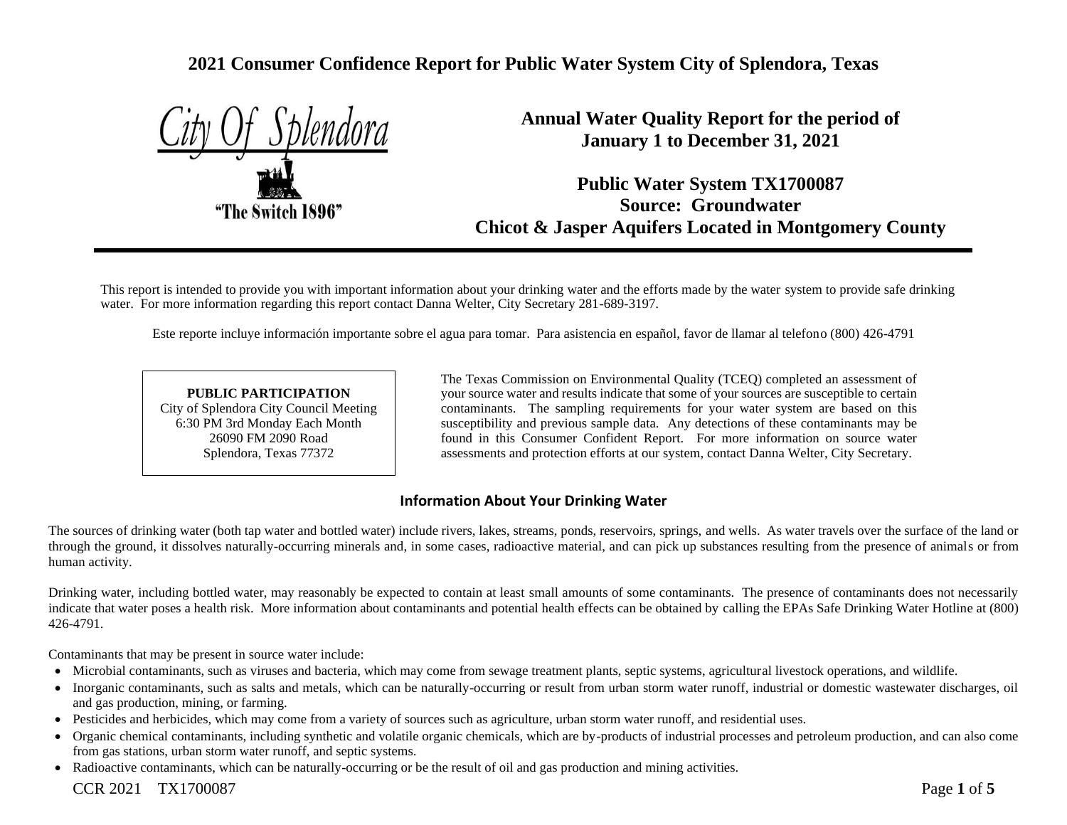# 2021 Consumer Confidence Report for Public Water System City of Splendora, Texas

City Of Splendora

"The Switch 1896"

## Annual Water Quality Report for the period of January 1 to December 31, 2021

## Public Water System TX1700087
## Source: Groundwater
## Chicot & Jasper Aquifers Located in Montgomery County

This report is intended to provide you with important information about your drinking water and the efforts made by the water system to provide safe drinking water. For more information regarding this report contact Danna Welter, City Secretary 281-689-3197.

Este reporte incluye información importante sobre el agua para tomar. Para asistencia en español, favor de llamar al telefono (800) 426-4791

**PUBLIC PARTICIPATION**
City of Splendora City Council Meeting
6:30 PM 3rd Monday Each Month
26090 FM 2090 Road
Splendora, Texas 77372

The Texas Commission on Environmental Quality (TCEQ) completed an assessment of your source water and results indicate that some of your sources are susceptible to certain contaminants. The sampling requirements for your water system are based on this susceptibility and previous sample data. Any detections of these contaminants may be found in this Consumer Confident Report. For more information on source water assessments and protection efforts at our system, contact Danna Welter, City Secretary.

### Information About Your Drinking Water

The sources of drinking water (both tap water and bottled water) include rivers, lakes, streams, ponds, reservoirs, springs, and wells. As water travels over the surface of the land or through the ground, it dissolves naturally-occurring minerals and, in some cases, radioactive material, and can pick up substances resulting from the presence of animals or from human activity.

Drinking water, including bottled water, may reasonably be expected to contain at least small amounts of some contaminants. The presence of contaminants does not necessarily indicate that water poses a health risk. More information about contaminants and potential health effects can be obtained by calling the EPAs Safe Drinking Water Hotline at (800) 426-4791.

Contaminants that may be present in source water include:

- Microbial contaminants, such as viruses and bacteria, which may come from sewage treatment plants, septic systems, agricultural livestock operations, and wildlife.
- Inorganic contaminants, such as salts and metals, which can be naturally-occurring or result from urban storm water runoff, industrial or domestic wastewater discharges, oil and gas production, mining, or farming.
- Pesticides and herbicides, which may come from a variety of sources such as agriculture, urban storm water runoff, and residential uses.
- Organic chemical contaminants, including synthetic and volatile organic chemicals, which are by-products of industrial processes and petroleum production, and can also come from gas stations, urban storm water runoff, and septic systems.
- Radioactive contaminants, which can be naturally-occurring or be the result of oil and gas production and mining activities.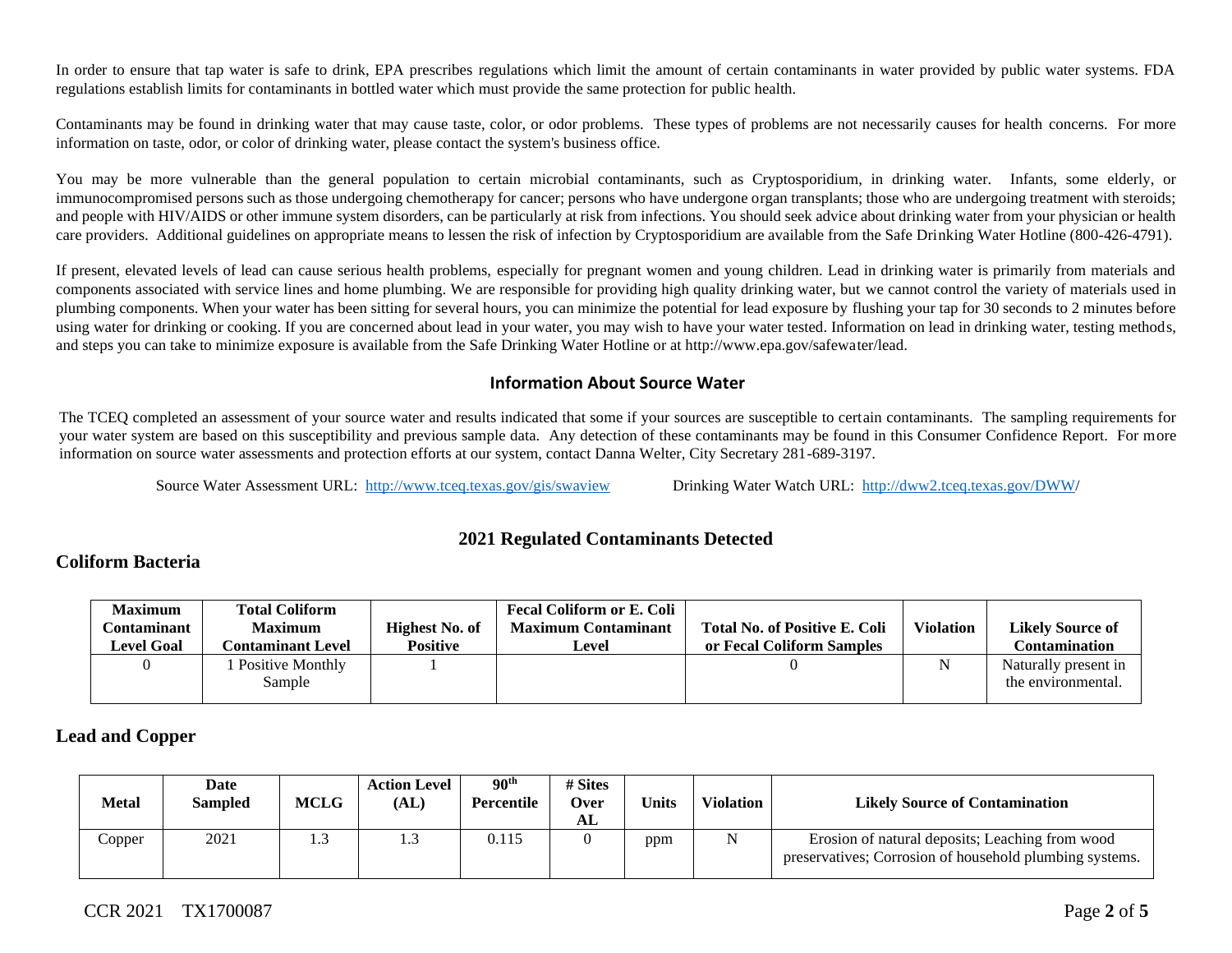In order to ensure that tap water is safe to drink, EPA prescribes regulations which limit the amount of certain contaminants in water provided by public water systems. FDA regulations establish limits for contaminants in bottled water which must provide the same protection for public health.

Contaminants may be found in drinking water that may cause taste, color, or odor problems. These types of problems are not necessarily causes for health concerns. For more information on taste, odor, or color of drinking water, please contact the system's business office.

You may be more vulnerable than the general population to certain microbial contaminants, such as Cryptosporidium, in drinking water. Infants, some elderly, or immunocompromised persons such as those undergoing chemotherapy for cancer; persons who have undergone organ transplants; those who are undergoing treatment with steroids; and people with HIV/AIDS or other immune system disorders, can be particularly at risk from infections. You should seek advice about drinking water from your physician or health care providers. Additional guidelines on appropriate means to lessen the risk of infection by Cryptosporidium are available from the Safe Drinking Water Hotline (800-426-4791).

If present, elevated levels of lead can cause serious health problems, especially for pregnant women and young children. Lead in drinking water is primarily from materials and components associated with service lines and home plumbing. We are responsible for providing high quality drinking water, but we cannot control the variety of materials used in plumbing components. When your water has been sitting for several hours, you can minimize the potential for lead exposure by flushing your tap for 30 seconds to 2 minutes before using water for drinking or cooking. If you are concerned about lead in your water, you may wish to have your water tested. Information on lead in drinking water, testing methods, and steps you can take to minimize exposure is available from the Safe Drinking Water Hotline or at http://www.epa.gov/safewater/lead.

## Information About Source Water

The TCEQ completed an assessment of your source water and results indicated that some if your sources are susceptible to certain contaminants. The sampling requirements for your water system are based on this susceptibility and previous sample data. Any detection of these contaminants may be found in this Consumer Confidence Report. For more information on source water assessments and protection efforts at our system, contact Danna Welter, City Secretary 281-689-3197.

Source Water Assessment URL: http://www.tceq.texas.gov/gis/swaview Drinking Water Watch URL: http://dww2.tceq.texas.gov/DWW/

## 2021 Regulated Contaminants Detected

### Coliform Bacteria

| Maximum Contaminant Level Goal | Total Coliform Maximum Contaminant Level | Highest No. of Positive | Fecal Coliform or E. Coli Maximum Contaminant Level | Total No. of Positive E. Coli or Fecal Coliform Samples | Violation | Likely Source of Contamination |
|---|---|---|---|---|---|---|
| 0 | 1 Positive Monthly Sample | 1 | | 0 | N | Naturally present in the environmental. |

### Lead and Copper

| Metal | Date Sampled | MCLG | Action Level (AL) | 90th Percentile | # Sites Over AL | Units | Violation | Likely Source of Contamination |
|---|---|---|---|---|---|---|---|---|
| Copper | 2021 | 1.3 | 1.3 | 0.115 | 0 | ppm | N | Erosion of natural deposits; Leaching from wood preservatives; Corrosion of household plumbing systems. |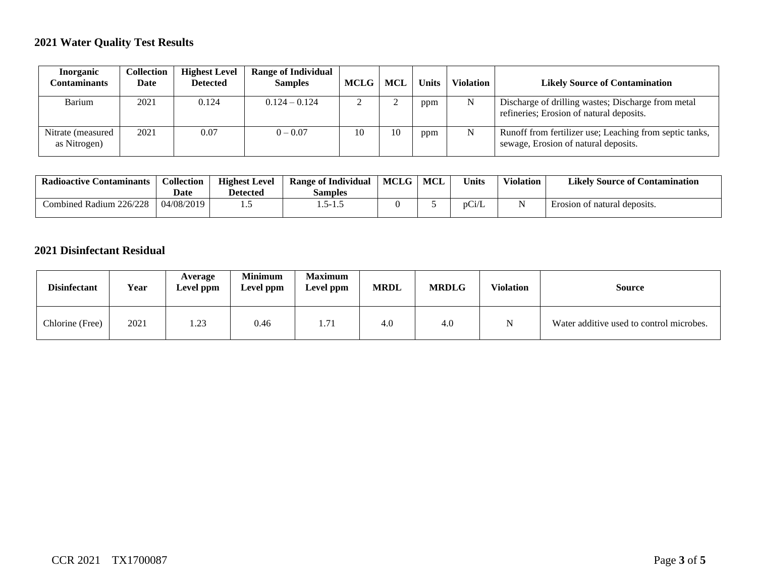## 2021 Water Quality Test Results

| Inorganic Contaminants | Collection Date | Highest Level Detected | Range of Individual Samples | MCLG | MCL | Units | Violation | Likely Source of Contamination |
|---|---|---|---|---|---|---|---|---|
| Barium | 2021 | 0.124 | 0.124 – 0.124 | 2 | 2 | ppm | N | Discharge of drilling wastes; Discharge from metal refineries; Erosion of natural deposits. |
| Nitrate (measured as Nitrogen) | 2021 | 0.07 | 0 – 0.07 | 10 | 10 | ppm | N | Runoff from fertilizer use; Leaching from septic tanks, sewage, Erosion of natural deposits. |

| Radioactive Contaminants | Collection Date | Highest Level Detected | Range of Individual Samples | MCLG | MCL | Units | Violation | Likely Source of Contamination |
|---|---|---|---|---|---|---|---|---|
| Combined Radium 226/228 | 04/08/2019 | 1.5 | 1.5-1.5 | 0 | 5 | pCi/L | N | Erosion of natural deposits. |

## 2021 Disinfectant Residual

| Disinfectant | Year | Average Level ppm | Minimum Level ppm | Maximum Level ppm | MRDL | MRDLG | Violation | Source |
|---|---|---|---|---|---|---|---|---|
| Chlorine (Free) | 2021 | 1.23 | 0.46 | 1.71 | 4.0 | 4.0 | N | Water additive used to control microbes. |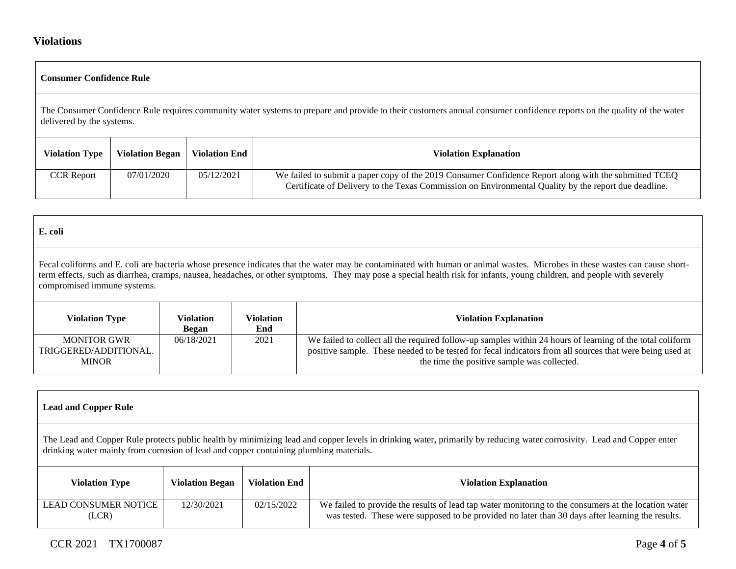## Violations

### Consumer Confidence Rule

The Consumer Confidence Rule requires community water systems to prepare and provide to their customers annual consumer confidence reports on the quality of the water delivered by the systems.

| Violation Type | Violation Began | Violation End | Violation Explanation |
|---|---|---|---|
| CCR Report | 07/01/2020 | 05/12/2021 | We failed to submit a paper copy of the 2019 Consumer Confidence Report along with the submitted TCEQ Certificate of Delivery to the Texas Commission on Environmental Quality by the report due deadline. |

### E. coli

Fecal coliforms and E. coli are bacteria whose presence indicates that the water may be contaminated with human or animal wastes. Microbes in these wastes can cause short-term effects, such as diarrhea, cramps, nausea, headaches, or other symptoms. They may pose a special health risk for infants, young children, and people with severely compromised immune systems.

| Violation Type | Violation Began | Violation End | Violation Explanation |
|---|---|---|---|
| MONITOR GWR TRIGGERED/ADDITIONAL. MINOR | 06/18/2021 | 2021 | We failed to collect all the required follow-up samples within 24 hours of learning of the total coliform positive sample. These needed to be tested for fecal indicators from all sources that were being used at the time the positive sample was collected. |

### Lead and Copper Rule

The Lead and Copper Rule protects public health by minimizing lead and copper levels in drinking water, primarily by reducing water corrosivity. Lead and Copper enter drinking water mainly from corrosion of lead and copper containing plumbing materials.

| Violation Type | Violation Began | Violation End | Violation Explanation |
|---|---|---|---|
| LEAD CONSUMER NOTICE (LCR) | 12/30/2021 | 02/15/2022 | We failed to provide the results of lead tap water monitoring to the consumers at the location water was tested. These were supposed to be provided no later than 30 days after learning the results. |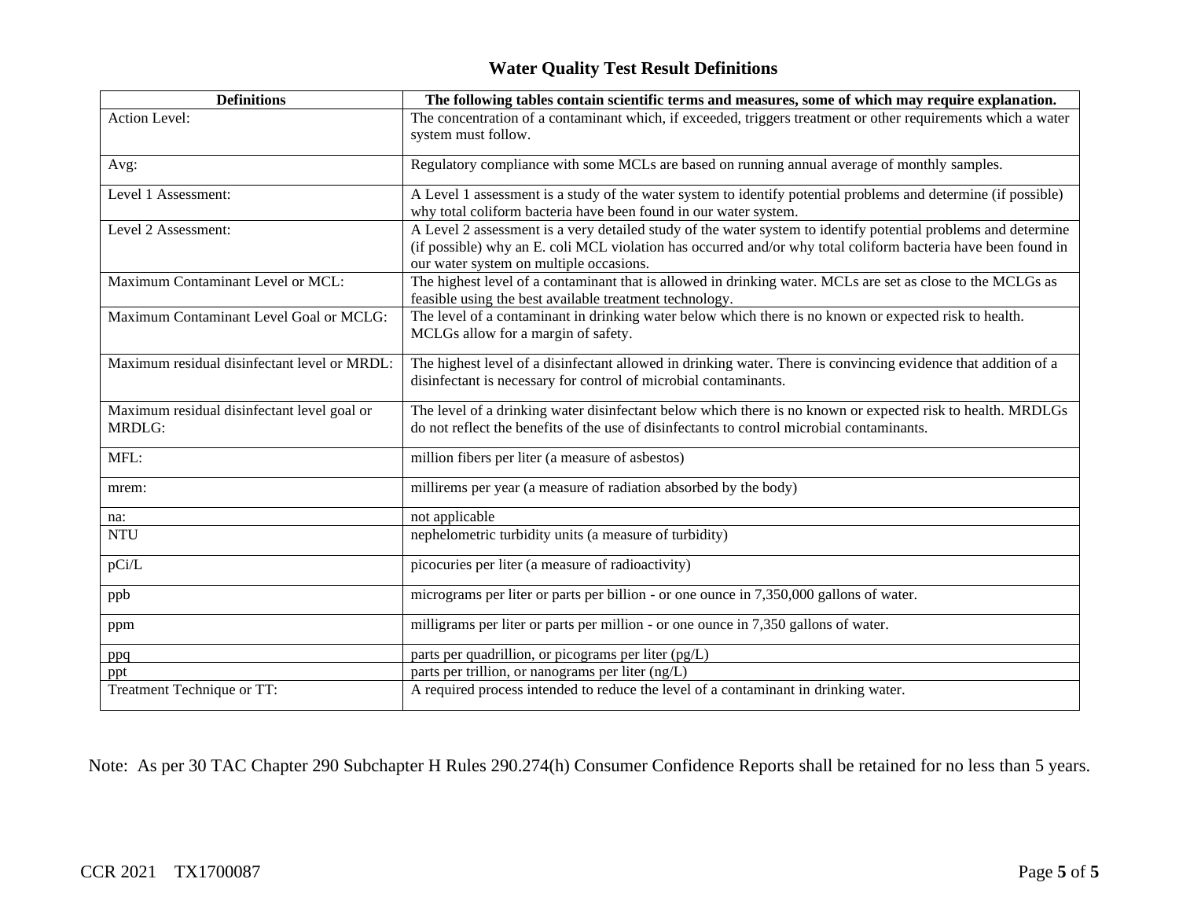## Water Quality Test Result Definitions

| Definitions | The following tables contain scientific terms and measures, some of which may require explanation. |
|---|---|
| Action Level: | The concentration of a contaminant which, if exceeded, triggers treatment or other requirements which a water system must follow. |
| Avg: | Regulatory compliance with some MCLs are based on running annual average of monthly samples. |
| Level 1 Assessment: | A Level 1 assessment is a study of the water system to identify potential problems and determine (if possible) why total coliform bacteria have been found in our water system. |
| Level 2 Assessment: | A Level 2 assessment is a very detailed study of the water system to identify potential problems and determine (if possible) why an E. coli MCL violation has occurred and/or why total coliform bacteria have been found in our water system on multiple occasions. |
| Maximum Contaminant Level or MCL: | The highest level of a contaminant that is allowed in drinking water. MCLs are set as close to the MCLGs as feasible using the best available treatment technology. |
| Maximum Contaminant Level Goal or MCLG: | The level of a contaminant in drinking water below which there is no known or expected risk to health. MCLGs allow for a margin of safety. |
| Maximum residual disinfectant level or MRDL: | The highest level of a disinfectant allowed in drinking water. There is convincing evidence that addition of a disinfectant is necessary for control of microbial contaminants. |
| Maximum residual disinfectant level goal or MRDLG: | The level of a drinking water disinfectant below which there is no known or expected risk to health. MRDLGs do not reflect the benefits of the use of disinfectants to control microbial contaminants. |
| MFL: | million fibers per liter (a measure of asbestos) |
| mrem: | millirems per year (a measure of radiation absorbed by the body) |
| na: | not applicable |
| NTU | nephelometric turbidity units (a measure of turbidity) |
| pCi/L | picocuries per liter (a measure of radioactivity) |
| ppb | micrograms per liter or parts per billion - or one ounce in 7,350,000 gallons of water. |
| ppm | milligrams per liter or parts per million - or one ounce in 7,350 gallons of water. |
| ppq | parts per quadrillion, or picograms per liter (pg/L) |
| ppt | parts per trillion, or nanograms per liter (ng/L) |
| Treatment Technique or TT: | A required process intended to reduce the level of a contaminant in drinking water. |

Note: As per 30 TAC Chapter 290 Subchapter H Rules 290.274(h) Consumer Confidence Reports shall be retained for no less than 5 years.

CCR 2021 TX1700087